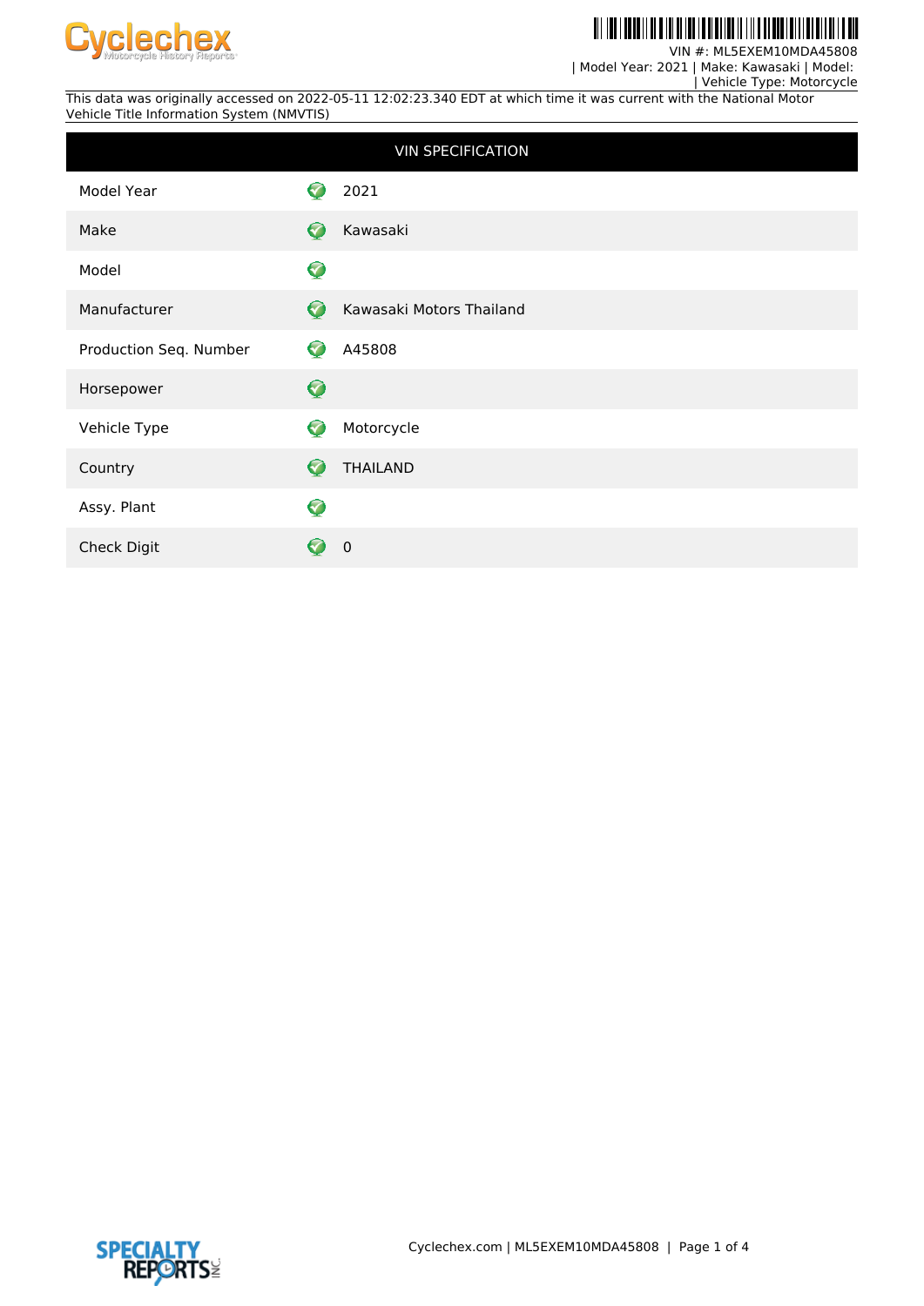VIN #: ML5EXEM10MDA45808
| Model Year: 2021 | Make: Kawasaki | Model:
| Vehicle Type: Motorcycle

This data was originally accessed on 2022-05-11 12:02:23.340 EDT at which time it was current with the National Motor Vehicle Title Information System (NMVTIS)

| VIN SPECIFICATION | |
|---|---|
| Model Year | 2021 |
| Make | Kawasaki |
| Model | |
| Manufacturer | Kawasaki Motors Thailand |
| Production Seq. Number | A45808 |
| Horsepower | |
| Vehicle Type | Motorcycle |
| Country | THAILAND |
| Assy. Plant | |
| Check Digit | 0 |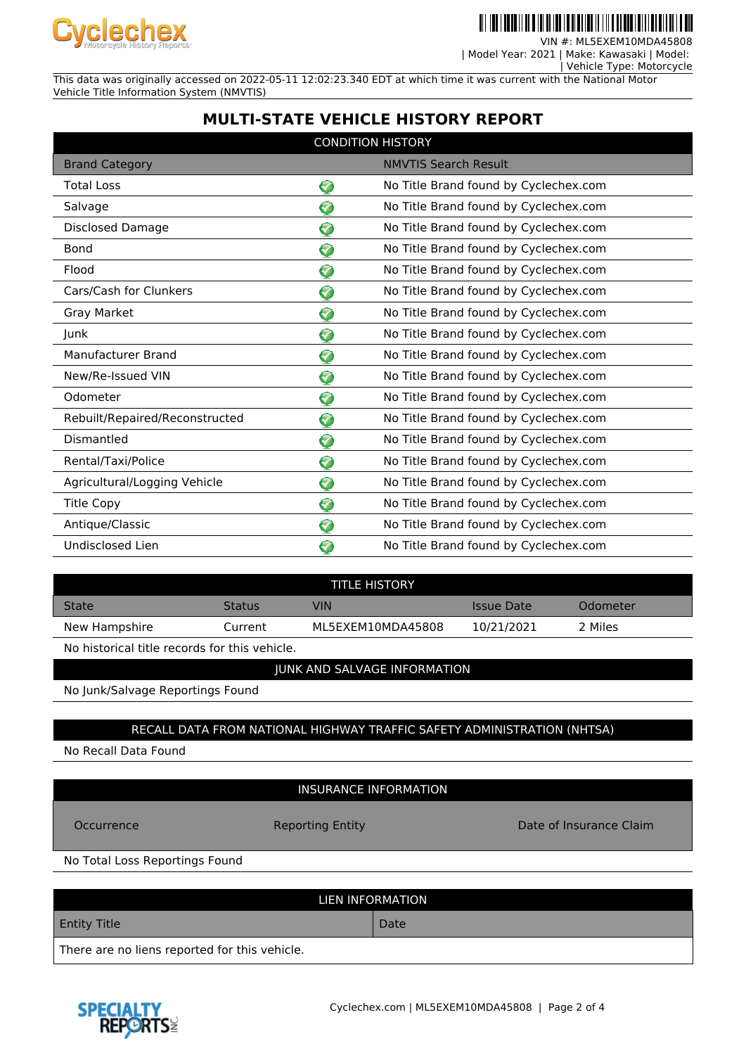VIN #: ML5EXEM10MDA45808
| Model Year: 2021 | Make: Kawasaki | Model:
| Vehicle Type: Motorcycle

This data was originally accessed on 2022-05-11 12:02:23.340 EDT at which time it was current with the National Motor Vehicle Title Information System (NMVTIS)

# MULTI-STATE VEHICLE HISTORY REPORT

## CONDITION HISTORY

| Brand Category | | NMVTIS Search Result |
|---|---|---|
| Total Loss | ✓ | No Title Brand found by Cyclechex.com |
| Salvage | ✓ | No Title Brand found by Cyclechex.com |
| Disclosed Damage | ✓ | No Title Brand found by Cyclechex.com |
| Bond | ✓ | No Title Brand found by Cyclechex.com |
| Flood | ✓ | No Title Brand found by Cyclechex.com |
| Cars/Cash for Clunkers | ✓ | No Title Brand found by Cyclechex.com |
| Gray Market | ✓ | No Title Brand found by Cyclechex.com |
| Junk | ✓ | No Title Brand found by Cyclechex.com |
| Manufacturer Brand | ✓ | No Title Brand found by Cyclechex.com |
| New/Re-Issued VIN | ✓ | No Title Brand found by Cyclechex.com |
| Odometer | ✓ | No Title Brand found by Cyclechex.com |
| Rebuilt/Repaired/Reconstructed | ✓ | No Title Brand found by Cyclechex.com |
| Dismantled | ✓ | No Title Brand found by Cyclechex.com |
| Rental/Taxi/Police | ✓ | No Title Brand found by Cyclechex.com |
| Agricultural/Logging Vehicle | ✓ | No Title Brand found by Cyclechex.com |
| Title Copy | ✓ | No Title Brand found by Cyclechex.com |
| Antique/Classic | ✓ | No Title Brand found by Cyclechex.com |
| Undisclosed Lien | ✓ | No Title Brand found by Cyclechex.com |

## TITLE HISTORY

| State | Status | VIN | Issue Date | Odometer |
|---|---|---|---|---|
| New Hampshire | Current | ML5EXEM10MDA45808 | 10/21/2021 | 2 Miles |

No historical title records for this vehicle.

## JUNK AND SALVAGE INFORMATION

No Junk/Salvage Reportings Found

## RECALL DATA FROM NATIONAL HIGHWAY TRAFFIC SAFETY ADMINISTRATION (NHTSA)

No Recall Data Found

## INSURANCE INFORMATION

| Occurrence | Reporting Entity | Date of Insurance Claim |
|---|---|---|

No Total Loss Reportings Found

## LIEN INFORMATION

| Entity Title | Date |
|---|---|
| There are no liens reported for this vehicle. | |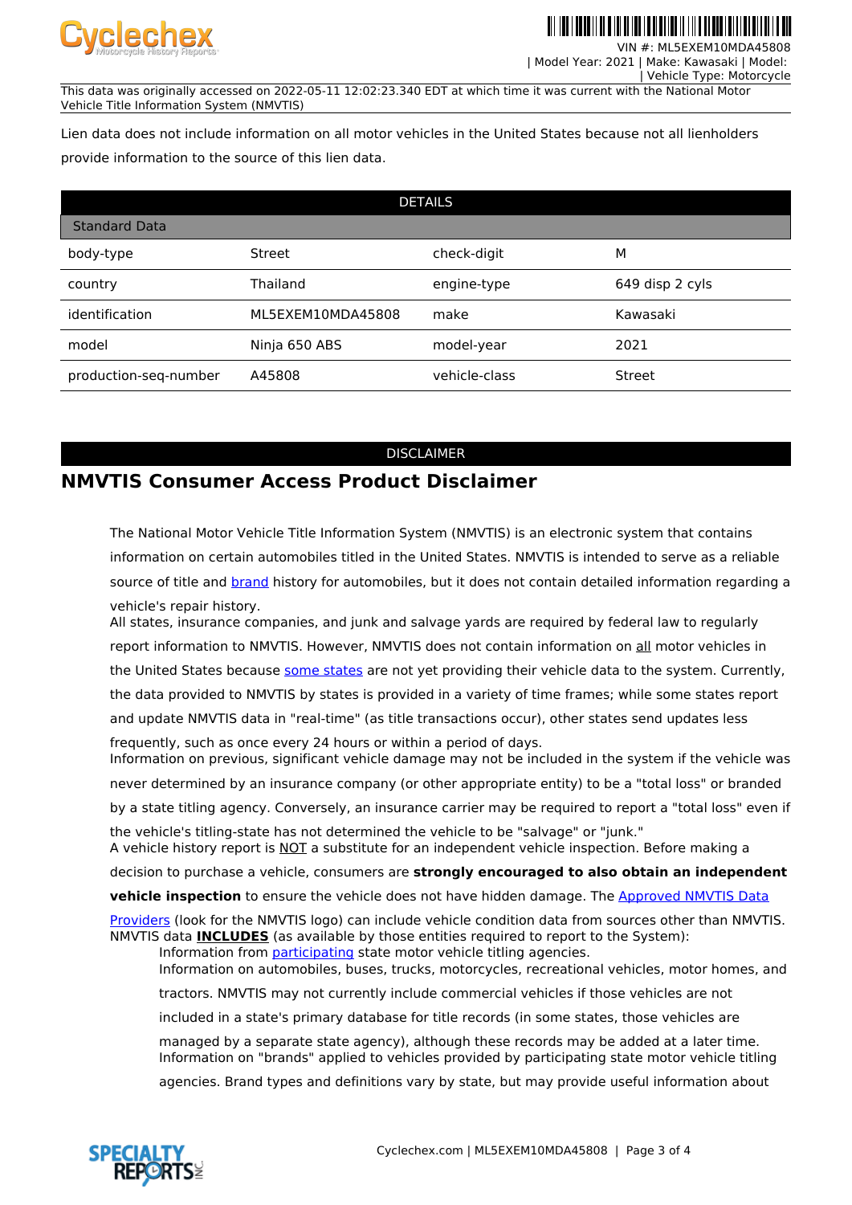This data was originally accessed on 2022-05-11 12:02:23.340 EDT at which time it was current with the National Motor Vehicle Title Information System (NMVTIS)

Lien data does not include information on all motor vehicles in the United States because not all lienholders provide information to the source of this lien data.

| DETAILS | | | |
|---|---|---|---|
| **Standard Data** | | | |
| body-type | Street | check-digit | M |
| country | Thailand | engine-type | 649 disp 2 cyls |
| identification | ML5EXEM10MDA45808 | make | Kawasaki |
| model | Ninja 650 ABS | model-year | 2021 |
| production-seq-number | A45808 | vehicle-class | Street |

DISCLAIMER

## NMVTIS Consumer Access Product Disclaimer

The National Motor Vehicle Title Information System (NMVTIS) is an electronic system that contains information on certain automobiles titled in the United States. NMVTIS is intended to serve as a reliable source of title and brand history for automobiles, but it does not contain detailed information regarding a vehicle's repair history.

All states, insurance companies, and junk and salvage yards are required by federal law to regularly report information to NMVTIS. However, NMVTIS does not contain information on all motor vehicles in the United States because some states are not yet providing their vehicle data to the system. Currently, the data provided to NMVTIS by states is provided in a variety of time frames; while some states report and update NMVTIS data in "real-time" (as title transactions occur), other states send updates less frequently, such as once every 24 hours or within a period of days.

Information on previous, significant vehicle damage may not be included in the system if the vehicle was never determined by an insurance company (or other appropriate entity) to be a "total loss" or branded by a state titling agency. Conversely, an insurance carrier may be required to report a "total loss" even if the vehicle's titling-state has not determined the vehicle to be "salvage" or "junk."

A vehicle history report is NOT a substitute for an independent vehicle inspection. Before making a decision to purchase a vehicle, consumers are **strongly encouraged to also obtain an independent vehicle inspection** to ensure the vehicle does not have hidden damage. The Approved NMVTIS Data Providers (look for the NMVTIS logo) can include vehicle condition data from sources other than NMVTIS.

NMVTIS data **INCLUDES** (as available by those entities required to report to the System):

- Information from participating state motor vehicle titling agencies.
- Information on automobiles, buses, trucks, motorcycles, recreational vehicles, motor homes, and tractors. NMVTIS may not currently include commercial vehicles if those vehicles are not included in a state's primary database for title records (in some states, those vehicles are managed by a separate state agency), although these records may be added at a later time.
- Information on "brands" applied to vehicles provided by participating state motor vehicle titling agencies. Brand types and definitions vary by state, but may provide useful information about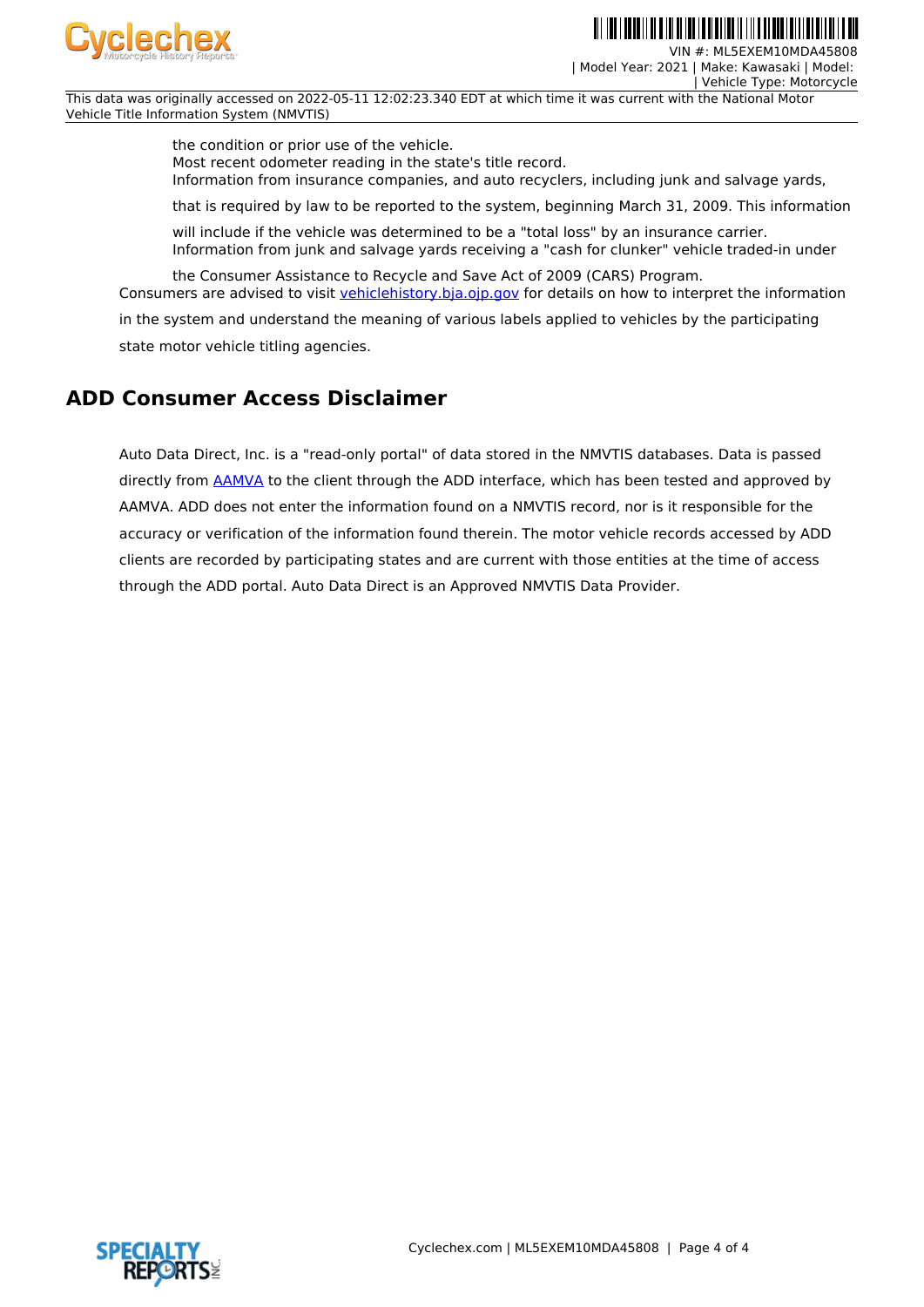the condition or prior use of the vehicle.
Most recent odometer reading in the state's title record.
Information from insurance companies, and auto recyclers, including junk and salvage yards, that is required by law to be reported to the system, beginning March 31, 2009. This information will include if the vehicle was determined to be a "total loss" by an insurance carrier.
Information from junk and salvage yards receiving a "cash for clunker" vehicle traded-in under the Consumer Assistance to Recycle and Save Act of 2009 (CARS) Program.

Consumers are advised to visit [vehiclehistory.bja.ojp.gov](vehiclehistory.bja.ojp.gov) for details on how to interpret the information in the system and understand the meaning of various labels applied to vehicles by the participating state motor vehicle titling agencies.

## ADD Consumer Access Disclaimer

Auto Data Direct, Inc. is a "read-only portal" of data stored in the NMVTIS databases. Data is passed directly from [AAMVA]() to the client through the ADD interface, which has been tested and approved by AAMVA. ADD does not enter the information found on a NMVTIS record, nor is it responsible for the accuracy or verification of the information found therein. The motor vehicle records accessed by ADD clients are recorded by participating states and are current with those entities at the time of access through the ADD portal. Auto Data Direct is an Approved NMVTIS Data Provider.